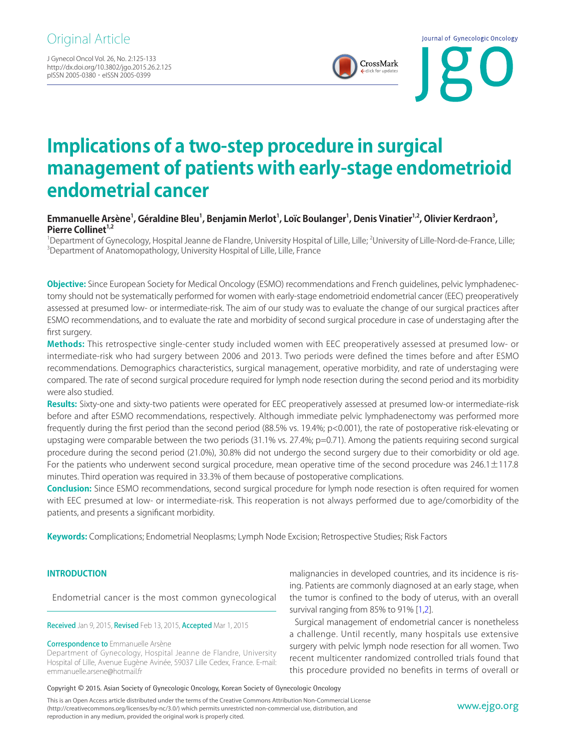Original Article

# Implications of a two-step procedure in surgical management of patients with early-stage endometrioid endometrial cancer

**Emmanuelle Arsène[1], Géraldine Bleu[1], Benjamin Merlot[1], Loïc Boulanger[1], Denis Vinatier[1,2], Olivier Kerdraon[3], Pierre Collinet[1,2]**

[1]Department of Gynecology, Hospital Jeanne de Flandre, University Hospital of Lille, Lille; [2]University of Lille-Nord-de-France, Lille; [3]Department of Anatomopathology, University Hospital of Lille, Lille, France

**Objective:** Since European Society for Medical Oncology (ESMO) recommendations and French guidelines, pelvic lymphadenectomy should not be systematically performed for women with early-stage endometrioid endometrial cancer (EEC) preoperatively assessed at presumed low- or intermediate-risk. The aim of our study was to evaluate the change of our surgical practices after ESMO recommendations, and to evaluate the rate and morbidity of second surgical procedure in case of understaging after the first surgery.

**Methods:** This retrospective single-center study included women with EEC preoperatively assessed at presumed low- or intermediate-risk who had surgery between 2006 and 2013. Two periods were defined the times before and after ESMO recommendations. Demographics characteristics, surgical management, operative morbidity, and rate of understaging were compared. The rate of second surgical procedure required for lymph node resection during the second period and its morbidity were also studied.

**Results:** Sixty-one and sixty-two patients were operated for EEC preoperatively assessed at presumed low-or intermediate-risk before and after ESMO recommendations, respectively. Although immediate pelvic lymphadenectomy was performed more frequently during the first period than the second period (88.5% vs. 19.4%; $p<0.001$), the rate of postoperative risk-elevating or upstaging were comparable between the two periods (31.1% vs. 27.4%; $p=0.71$). Among the patients requiring second surgical procedure during the second period (21.0%), 30.8% did not undergo the second surgery due to their comorbidity or old age. For the patients who underwent second surgical procedure, mean operative time of the second procedure was $246.1 \pm 117.8$ minutes. Third operation was required in 33.3% of them because of postoperative complications.

**Conclusion:** Since ESMO recommendations, second surgical procedure for lymph node resection is often required for women with EEC presumed at low- or intermediate-risk. This reoperation is not always performed due to age/comorbidity of the patients, and presents a significant morbidity.

**Keywords:** Complications; Endometrial Neoplasms; Lymph Node Excision; Retrospective Studies; Risk Factors

## INTRODUCTION

Endometrial cancer is the most common gynecological malignancies in developed countries, and its incidence is rising. Patients are commonly diagnosed at an early stage, when the tumor is confined to the body of uterus, with an overall survival ranging from 85% to 91% [1,2].

Surgical management of endometrial cancer is nonetheless a challenge. Until recently, many hospitals use extensive surgery with pelvic lymph node resection for all women. Two recent multicenter randomized controlled trials found that this procedure provided no benefits in terms of overall or

**Received** Jan 9, 2015, **Revised** Feb 13, 2015, **Accepted** Mar 1, 2015

**Correspondence to** Emmanuelle Arsène
Department of Gynecology, Hospital Jeanne de Flandre, University Hospital of Lille, Avenue Eugène Avinée, 59037 Lille Cedex, France. E-mail: emmanuelle.arsene@hotmail.fr

Copyright © 2015. Asian Society of Gynecologic Oncology, Korean Society of Gynecologic Oncology

This is an Open Access article distributed under the terms of the Creative Commons Attribution Non-Commercial License (http://creativecommons.org/licenses/by-nc/3.0/) which permits unrestricted non-commercial use, distribution, and reproduction in any medium, provided the original work is properly cited.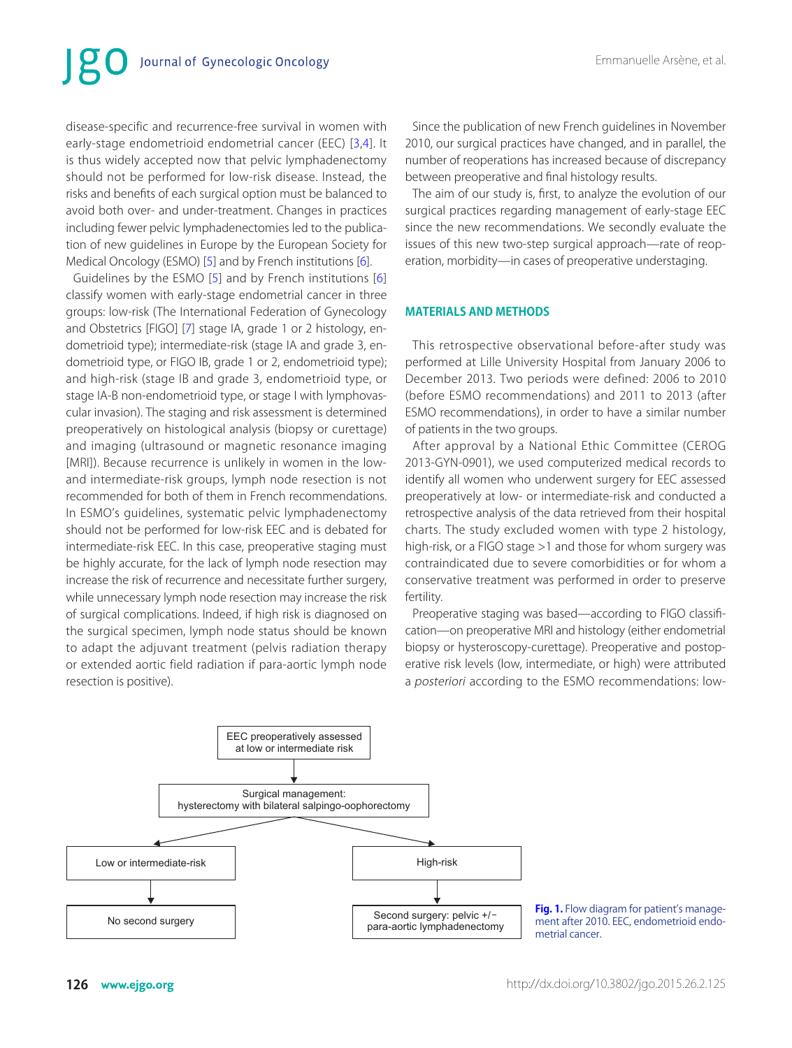disease-specific and recurrence-free survival in women with early-stage endometrioid endometrial cancer (EEC) [3,4]. It is thus widely accepted now that pelvic lymphadenectomy should not be performed for low-risk disease. Instead, the risks and benefits of each surgical option must be balanced to avoid both over- and under-treatment. Changes in practices including fewer pelvic lymphadenectomies led to the publication of new guidelines in Europe by the European Society for Medical Oncology (ESMO) [5] and by French institutions [6].

Guidelines by the ESMO [5] and by French institutions [6] classify women with early-stage endometrial cancer in three groups: low-risk (The International Federation of Gynecology and Obstetrics [FIGO] [7] stage IA, grade 1 or 2 histology, endometrioid type); intermediate-risk (stage IA and grade 3, endometrioid type, or FIGO IB, grade 1 or 2, endometrioid type); and high-risk (stage IB and grade 3, endometrioid type, or stage IA-B non-endometrioid type, or stage I with lymphovascular invasion). The staging and risk assessment is determined preoperatively on histological analysis (biopsy or curettage) and imaging (ultrasound or magnetic resonance imaging [MRI]). Because recurrence is unlikely in women in the low- and intermediate-risk groups, lymph node resection is not recommended for both of them in French recommendations. In ESMO's guidelines, systematic pelvic lymphadenectomy should not be performed for low-risk EEC and is debated for intermediate-risk EEC. In this case, preoperative staging must be highly accurate, for the lack of lymph node resection may increase the risk of recurrence and necessitate further surgery, while unnecessary lymph node resection may increase the risk of surgical complications. Indeed, if high risk is diagnosed on the surgical specimen, lymph node status should be known to adapt the adjuvant treatment (pelvis radiation therapy or extended aortic field radiation if para-aortic lymph node resection is positive).

Since the publication of new French guidelines in November 2010, our surgical practices have changed, and in parallel, the number of reoperations has increased because of discrepancy between preoperative and final histology results.

The aim of our study is, first, to analyze the evolution of our surgical practices regarding management of early-stage EEC since the new recommendations. We secondly evaluate the issues of this new two-step surgical approach—rate of reoperation, morbidity—in cases of preoperative understaging.

## MATERIALS AND METHODS

This retrospective observational before-after study was performed at Lille University Hospital from January 2006 to December 2013. Two periods were defined: 2006 to 2010 (before ESMO recommendations) and 2011 to 2013 (after ESMO recommendations), in order to have a similar number of patients in the two groups.

After approval by a National Ethic Committee (CEROG 2013-GYN-0901), we used computerized medical records to identify all women who underwent surgery for EEC assessed preoperatively at low- or intermediate-risk and conducted a retrospective analysis of the data retrieved from their hospital charts. The study excluded women with type 2 histology, high-risk, or a FIGO stage >1 and those for whom surgery was contraindicated due to severe comorbidities or for whom a conservative treatment was performed in order to preserve fertility.

Preoperative staging was based—according to FIGO classification—on preoperative MRI and histology (either endometrial biopsy or hysteroscopy-curettage). Preoperative and postoperative risk levels (low, intermediate, or high) were attributed *a posteriori* according to the ESMO recommendations: low-

EEC preoperatively assessed at low or intermediate risk → Surgical management: hysterectomy with bilateral salpingo-oophorectomy → Low or intermediate-risk → No second surgery; High-risk → Second surgery: pelvic +/− para-aortic lymphadenectomy

**Fig. 1.** Flow diagram for patient's management after 2010. EEC, endometrioid endometrial cancer.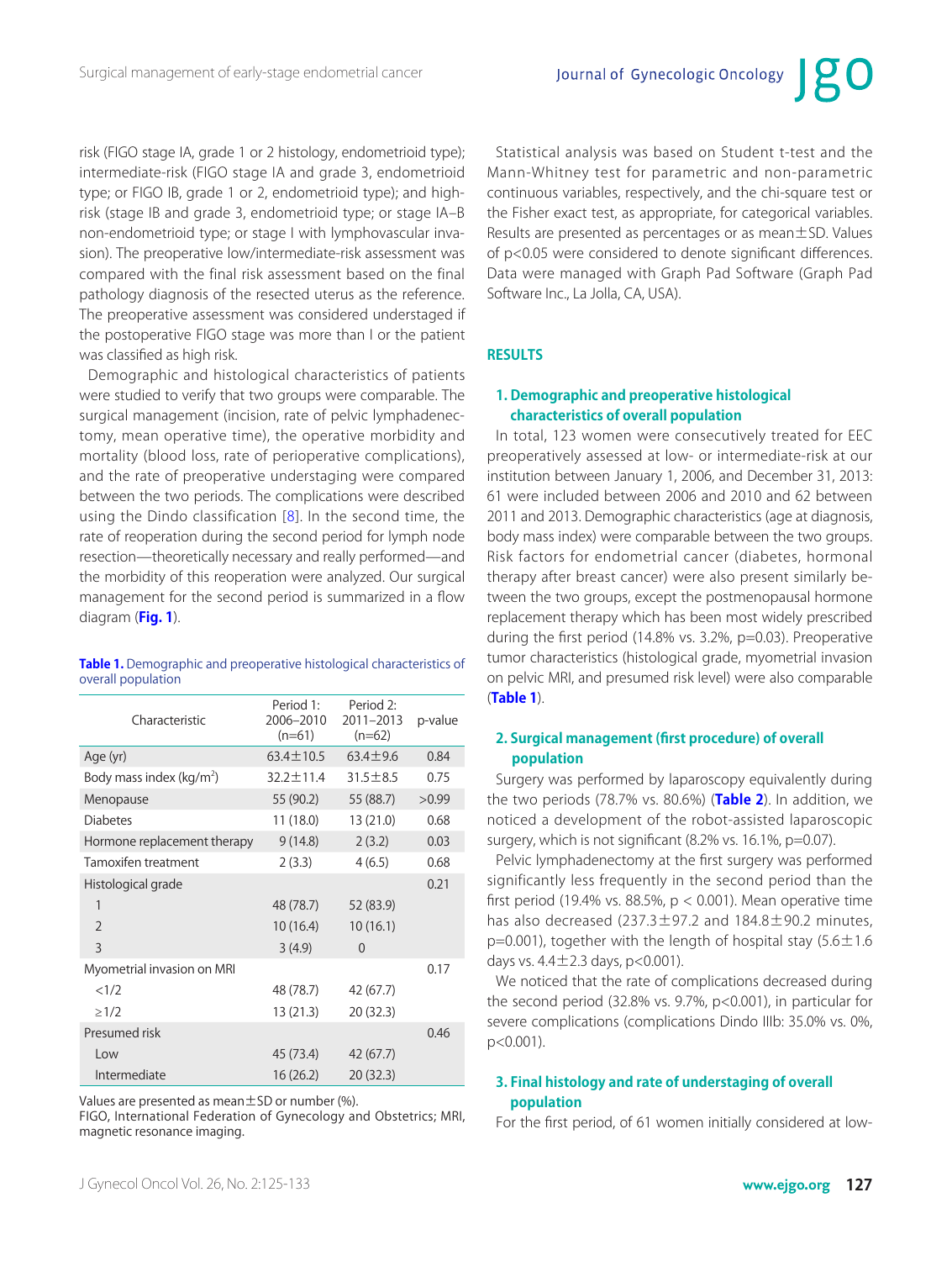risk (FIGO stage IA, grade 1 or 2 histology, endometrioid type); intermediate-risk (FIGO stage IA and grade 3, endometrioid type; or FIGO IB, grade 1 or 2, endometrioid type); and high-risk (stage IB and grade 3, endometrioid type; or stage IA–B non-endometrioid type; or stage I with lymphovascular invasion). The preoperative low/intermediate-risk assessment was compared with the final risk assessment based on the final pathology diagnosis of the resected uterus as the reference. The preoperative assessment was considered understaged if the postoperative FIGO stage was more than I or the patient was classified as high risk.

Demographic and histological characteristics of patients were studied to verify that two groups were comparable. The surgical management (incision, rate of pelvic lymphadenectomy, mean operative time), the operative morbidity and mortality (blood loss, rate of perioperative complications), and the rate of preoperative understaging were compared between the two periods. The complications were described using the Dindo classification [8]. In the second time, the rate of reoperation during the second period for lymph node resection—theoretically necessary and really performed—and the morbidity of this reoperation were analyzed. Our surgical management for the second period is summarized in a flow diagram (**Fig. 1**).

**Table 1.** Demographic and preoperative histological characteristics of overall population

| Characteristic | Period 1: 2006–2010 (n=61) | Period 2: 2011–2013 (n=62) | p-value |
|---|---|---|---|
| Age (yr) | 63.4±10.5 | 63.4±9.6 | 0.84 |
| Body mass index (kg/m$^2$) | 32.2±11.4 | 31.5±8.5 | 0.75 |
| Menopause | 55 (90.2) | 55 (88.7) | >0.99 |
| Diabetes | 11 (18.0) | 13 (21.0) | 0.68 |
| Hormone replacement therapy | 9 (14.8) | 2 (3.2) | 0.03 |
| Tamoxifen treatment | 2 (3.3) | 4 (6.5) | 0.68 |
| Histological grade | | | 0.21 |
| 1 | 48 (78.7) | 52 (83.9) | |
| 2 | 10 (16.4) | 10 (16.1) | |
| 3 | 3 (4.9) | 0 | |
| Myometrial invasion on MRI | | | 0.17 |
| <1/2 | 48 (78.7) | 42 (67.7) | |
| ≥1/2 | 13 (21.3) | 20 (32.3) | |
| Presumed risk | | | 0.46 |
| Low | 45 (73.4) | 42 (67.7) | |
| Intermediate | 16 (26.2) | 20 (32.3) | |

Values are presented as mean±SD or number (%).
FIGO, International Federation of Gynecology and Obstetrics; MRI, magnetic resonance imaging.

Statistical analysis was based on Student t-test and the Mann-Whitney test for parametric and non-parametric continuous variables, respectively, and the chi-square test or the Fisher exact test, as appropriate, for categorical variables. Results are presented as percentages or as mean±SD. Values of $p<0.05$ were considered to denote significant differences. Data were managed with Graph Pad Software (Graph Pad Software Inc., La Jolla, CA, USA).

## RESULTS

### 1. Demographic and preoperative histological characteristics of overall population

In total, 123 women were consecutively treated for EEC preoperatively assessed at low- or intermediate-risk at our institution between January 1, 2006, and December 31, 2013: 61 were included between 2006 and 2010 and 62 between 2011 and 2013. Demographic characteristics (age at diagnosis, body mass index) were comparable between the two groups. Risk factors for endometrial cancer (diabetes, hormonal therapy after breast cancer) were also present similarly between the two groups, except the postmenopausal hormone replacement therapy which has been most widely prescribed during the first period (14.8% vs. 3.2%, p=0.03). Preoperative tumor characteristics (histological grade, myometrial invasion on pelvic MRI, and presumed risk level) were also comparable (**Table 1**).

### 2. Surgical management (first procedure) of overall population

Surgery was performed by laparoscopy equivalently during the two periods (78.7% vs. 80.6%) (**Table 2**). In addition, we noticed a development of the robot-assisted laparoscopic surgery, which is not significant (8.2% vs. 16.1%, p=0.07).

Pelvic lymphadenectomy at the first surgery was performed significantly less frequently in the second period than the first period (19.4% vs. 88.5%, $p < 0.001$). Mean operative time has also decreased (237.3±97.2 and 184.8±90.2 minutes, p=0.001), together with the length of hospital stay (5.6±1.6 days vs. 4.4±2.3 days, p<0.001).

We noticed that the rate of complications decreased during the second period (32.8% vs. 9.7%, p<0.001), in particular for severe complications (complications Dindo IIIb: 35.0% vs. 0%, p<0.001).

### 3. Final histology and rate of understaging of overall population

For the first period, of 61 women initially considered at low-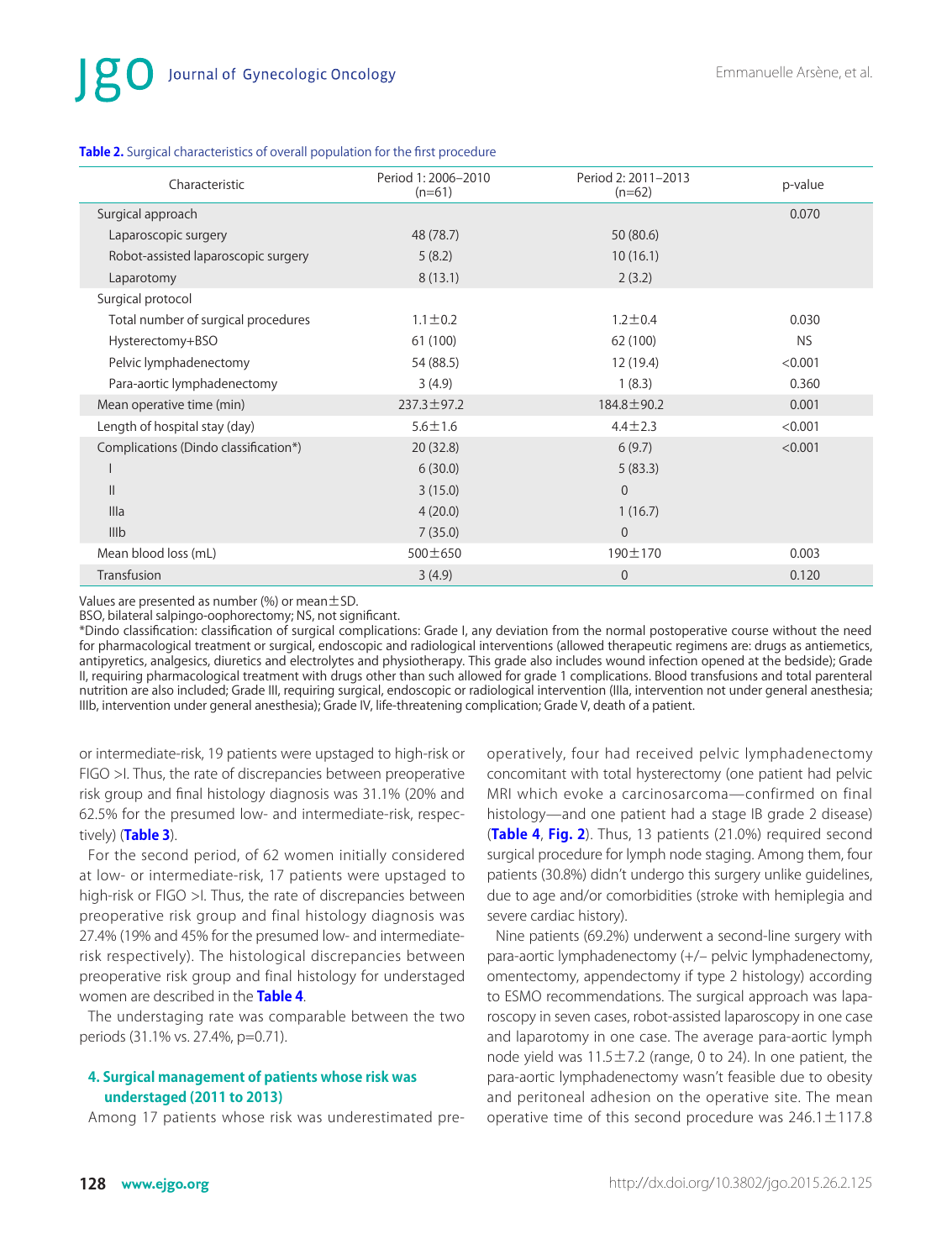**Table 2.** Surgical characteristics of overall population for the first procedure

| Characteristic | Period 1: 2006–2010 (n=61) | Period 2: 2011–2013 (n=62) | p-value |
|---|---|---|---|
| Surgical approach | | | 0.070 |
| Laparoscopic surgery | 48 (78.7) | 50 (80.6) | |
| Robot-assisted laparoscopic surgery | 5 (8.2) | 10 (16.1) | |
| Laparotomy | 8 (13.1) | 2 (3.2) | |
| Surgical protocol | | | |
| Total number of surgical procedures | 1.1±0.2 | 1.2±0.4 | 0.030 |
| Hysterectomy+BSO | 61 (100) | 62 (100) | NS |
| Pelvic lymphadenectomy | 54 (88.5) | 12 (19.4) | <0.001 |
| Para-aortic lymphadenectomy | 3 (4.9) | 1 (8.3) | 0.360 |
| Mean operative time (min) | 237.3±97.2 | 184.8±90.2 | 0.001 |
| Length of hospital stay (day) | 5.6±1.6 | 4.4±2.3 | <0.001 |
| Complications (Dindo classification*) | 20 (32.8) | 6 (9.7) | <0.001 |
| I | 6 (30.0) | 5 (83.3) | |
| II | 3 (15.0) | 0 | |
| IIIa | 4 (20.0) | 1 (16.7) | |
| IIIb | 7 (35.0) | 0 | |
| Mean blood loss (mL) | 500±650 | 190±170 | 0.003 |
| Transfusion | 3 (4.9) | 0 | 0.120 |

Values are presented as number (%) or mean±SD.
BSO, bilateral salpingo-oophorectomy; NS, not significant.
*Dindo classification: classification of surgical complications: Grade I, any deviation from the normal postoperative course without the need for pharmacological treatment or surgical, endoscopic and radiological interventions (allowed therapeutic regimens are: drugs as antiemetics, antipyretics, analgesics, diuretics and electrolytes and physiotherapy. This grade also includes wound infection opened at the bedside); Grade II, requiring pharmacological treatment with drugs other than such allowed for grade 1 complications. Blood transfusions and total parenteral nutrition are also included; Grade III, requiring surgical, endoscopic or radiological intervention (IIIa, intervention not under general anesthesia; IIIb, intervention under general anesthesia); Grade IV, life-threatening complication; Grade V, death of a patient.

or intermediate-risk, 19 patients were upstaged to high-risk or FIGO >I. Thus, the rate of discrepancies between preoperative risk group and final histology diagnosis was 31.1% (20% and 62.5% for the presumed low- and intermediate-risk, respectively) (**Table 3**).

For the second period, of 62 women initially considered at low- or intermediate-risk, 17 patients were upstaged to high-risk or FIGO >I. Thus, the rate of discrepancies between preoperative risk group and final histology diagnosis was 27.4% (19% and 45% for the presumed low- and intermediate-risk respectively). The histological discrepancies between preoperative risk group and final histology for understaged women are described in the **Table 4**.

The understaging rate was comparable between the two periods (31.1% vs. 27.4%, p=0.71).

### 4. Surgical management of patients whose risk was understaged (2011 to 2013)

Among 17 patients whose risk was underestimated preoperatively, four had received pelvic lymphadenectomy concomitant with total hysterectomy (one patient had pelvic MRI which evoke a carcinosarcoma—confirmed on final histology—and one patient had a stage IB grade 2 disease) (**Table 4**, **Fig. 2**). Thus, 13 patients (21.0%) required second surgical procedure for lymph node staging. Among them, four patients (30.8%) didn't undergo this surgery unlike guidelines, due to age and/or comorbidities (stroke with hemiplegia and severe cardiac history).

Nine patients (69.2%) underwent a second-line surgery with para-aortic lymphadenectomy (+/– pelvic lymphadenectomy, omentectomy, appendectomy if type 2 histology) according to ESMO recommendations. The surgical approach was laparoscopy in seven cases, robot-assisted laparoscopy in one case and laparotomy in one case. The average para-aortic lymph node yield was 11.5±7.2 (range, 0 to 24). In one patient, the para-aortic lymphadenectomy wasn't feasible due to obesity and peritoneal adhesion on the operative site. The mean operative time of this second procedure was 246.1±117.8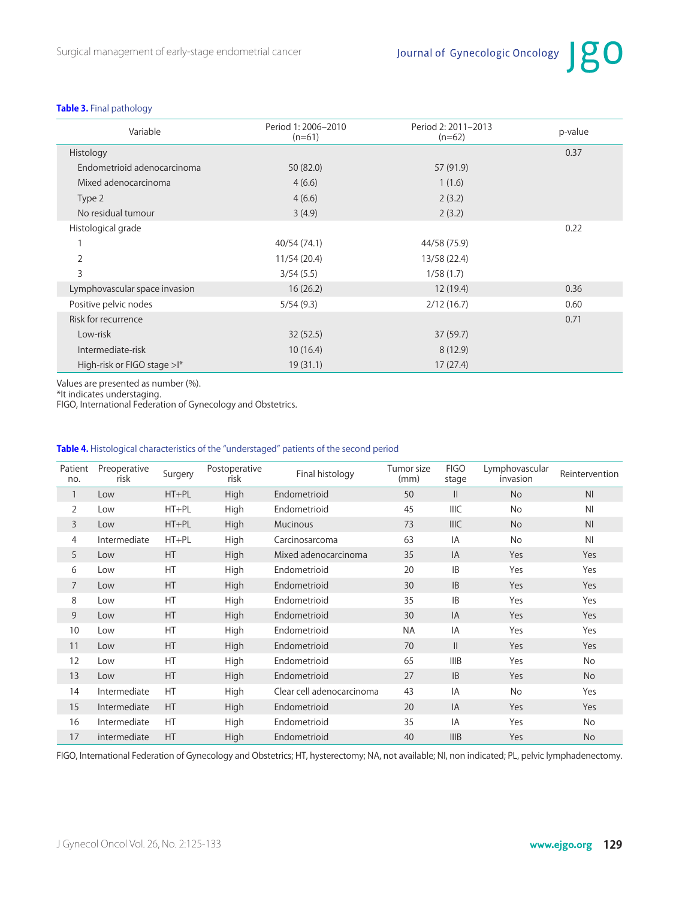**Table 3.** Final pathology

| Variable | Period 1: 2006–2010 (n=61) | Period 2: 2011–2013 (n=62) | p-value |
|---|---|---|---|
| Histology | | | 0.37 |
| Endometrioid adenocarcinoma | 50 (82.0) | 57 (91.9) | |
| Mixed adenocarcinoma | 4 (6.6) | 1 (1.6) | |
| Type 2 | 4 (6.6) | 2 (3.2) | |
| No residual tumour | 3 (4.9) | 2 (3.2) | |
| Histological grade | | | 0.22 |
| 1 | 40/54 (74.1) | 44/58 (75.9) | |
| 2 | 11/54 (20.4) | 13/58 (22.4) | |
| 3 | 3/54 (5.5) | 1/58 (1.7) | |
| Lymphovascular space invasion | 16 (26.2) | 12 (19.4) | 0.36 |
| Positive pelvic nodes | 5/54 (9.3) | 2/12 (16.7) | 0.60 |
| Risk for recurrence | | | 0.71 |
| Low-risk | 32 (52.5) | 37 (59.7) | |
| Intermediate-risk | 10 (16.4) | 8 (12.9) | |
| High-risk or FIGO stage >I* | 19 (31.1) | 17 (27.4) | |

Values are presented as number (%).
*It indicates understaging.
FIGO, International Federation of Gynecology and Obstetrics.

**Table 4.** Histological characteristics of the "understaged" patients of the second period

| Patient no. | Preoperative risk | Surgery | Postoperative risk | Final histology | Tumor size (mm) | FIGO stage | Lymphovascular invasion | Reintervention |
|---|---|---|---|---|---|---|---|---|
| 1 | Low | HT+PL | High | Endometrioid | 50 | II | No | NI |
| 2 | Low | HT+PL | High | Endometrioid | 45 | IIIC | No | NI |
| 3 | Low | HT+PL | High | Mucinous | 73 | IIIC | No | NI |
| 4 | Intermediate | HT+PL | High | Carcinosarcoma | 63 | IA | No | NI |
| 5 | Low | HT | High | Mixed adenocarcinoma | 35 | IA | Yes | Yes |
| 6 | Low | HT | High | Endometrioid | 20 | IB | Yes | Yes |
| 7 | Low | HT | High | Endometrioid | 30 | IB | Yes | Yes |
| 8 | Low | HT | High | Endometrioid | 35 | IB | Yes | Yes |
| 9 | Low | HT | High | Endometrioid | 30 | IA | Yes | Yes |
| 10 | Low | HT | High | Endometrioid | NA | IA | Yes | Yes |
| 11 | Low | HT | High | Endometrioid | 70 | II | Yes | Yes |
| 12 | Low | HT | High | Endometrioid | 65 | IIIB | Yes | No |
| 13 | Low | HT | High | Endometrioid | 27 | IB | Yes | No |
| 14 | Intermediate | HT | High | Clear cell adenocarcinoma | 43 | IA | No | Yes |
| 15 | Intermediate | HT | High | Endometrioid | 20 | IA | Yes | Yes |
| 16 | Intermediate | HT | High | Endometrioid | 35 | IA | Yes | No |
| 17 | intermediate | HT | High | Endometrioid | 40 | IIIB | Yes | No |

FIGO, International Federation of Gynecology and Obstetrics; HT, hysterectomy; NA, not available; NI, non indicated; PL, pelvic lymphadenectomy.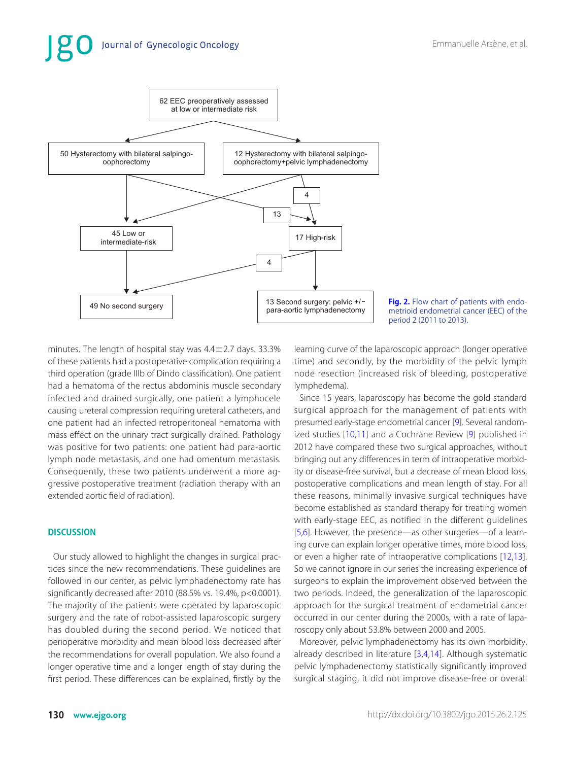62 EEC preoperatively assessed at low or intermediate risk

50 Hysterectomy with bilateral salpingo-oophorectomy

12 Hysterectomy with bilateral salpingo-oophorectomy+pelvic lymphadenectomy

4

13

45 Low or intermediate-risk

17 High-risk

4

49 No second surgery

13 Second surgery: pelvic +/− para-aortic lymphadenectomy

**Fig. 2.** Flow chart of patients with endometrioid endometrial cancer (EEC) of the period 2 (2011 to 2013).

minutes. The length of hospital stay was 4.4±2.7 days. 33.3% of these patients had a postoperative complication requiring a third operation (grade IIIb of Dindo classification). One patient had a hematoma of the rectus abdominis muscle secondary infected and drained surgically, one patient a lymphocele causing ureteral compression requiring ureteral catheters, and one patient had an infected retroperitoneal hematoma with mass effect on the urinary tract surgically drained. Pathology was positive for two patients: one patient had para-aortic lymph node metastasis, and one had omentum metastasis. Consequently, these two patients underwent a more aggressive postoperative treatment (radiation therapy with an extended aortic field of radiation).

## DISCUSSION

Our study allowed to highlight the changes in surgical practices since the new recommendations. These guidelines are followed in our center, as pelvic lymphadenectomy rate has significantly decreased after 2010 (88.5% vs. 19.4%, p<0.0001). The majority of the patients were operated by laparoscopic surgery and the rate of robot-assisted laparoscopic surgery has doubled during the second period. We noticed that perioperative morbidity and mean blood loss decreased after the recommendations for overall population. We also found a longer operative time and a longer length of stay during the first period. These differences can be explained, firstly by the learning curve of the laparoscopic approach (longer operative time) and secondly, by the morbidity of the pelvic lymph node resection (increased risk of bleeding, postoperative lymphedema).

Since 15 years, laparoscopy has become the gold standard surgical approach for the management of patients with presumed early-stage endometrial cancer [9]. Several randomized studies [10,11] and a Cochrane Review [9] published in 2012 have compared these two surgical approaches, without bringing out any differences in term of intraoperative morbidity or disease-free survival, but a decrease of mean blood loss, postoperative complications and mean length of stay. For all these reasons, minimally invasive surgical techniques have become established as standard therapy for treating women with early-stage EEC, as notified in the different guidelines [5,6]. However, the presence—as other surgeries—of a learning curve can explain longer operative times, more blood loss, or even a higher rate of intraoperative complications [12,13]. So we cannot ignore in our series the increasing experience of surgeons to explain the improvement observed between the two periods. Indeed, the generalization of the laparoscopic approach for the surgical treatment of endometrial cancer occurred in our center during the 2000s, with a rate of laparoscopy only about 53.8% between 2000 and 2005.

Moreover, pelvic lymphadenectomy has its own morbidity, already described in literature [3,4,14]. Although systematic pelvic lymphadenectomy statistically significantly improved surgical staging, it did not improve disease-free or overall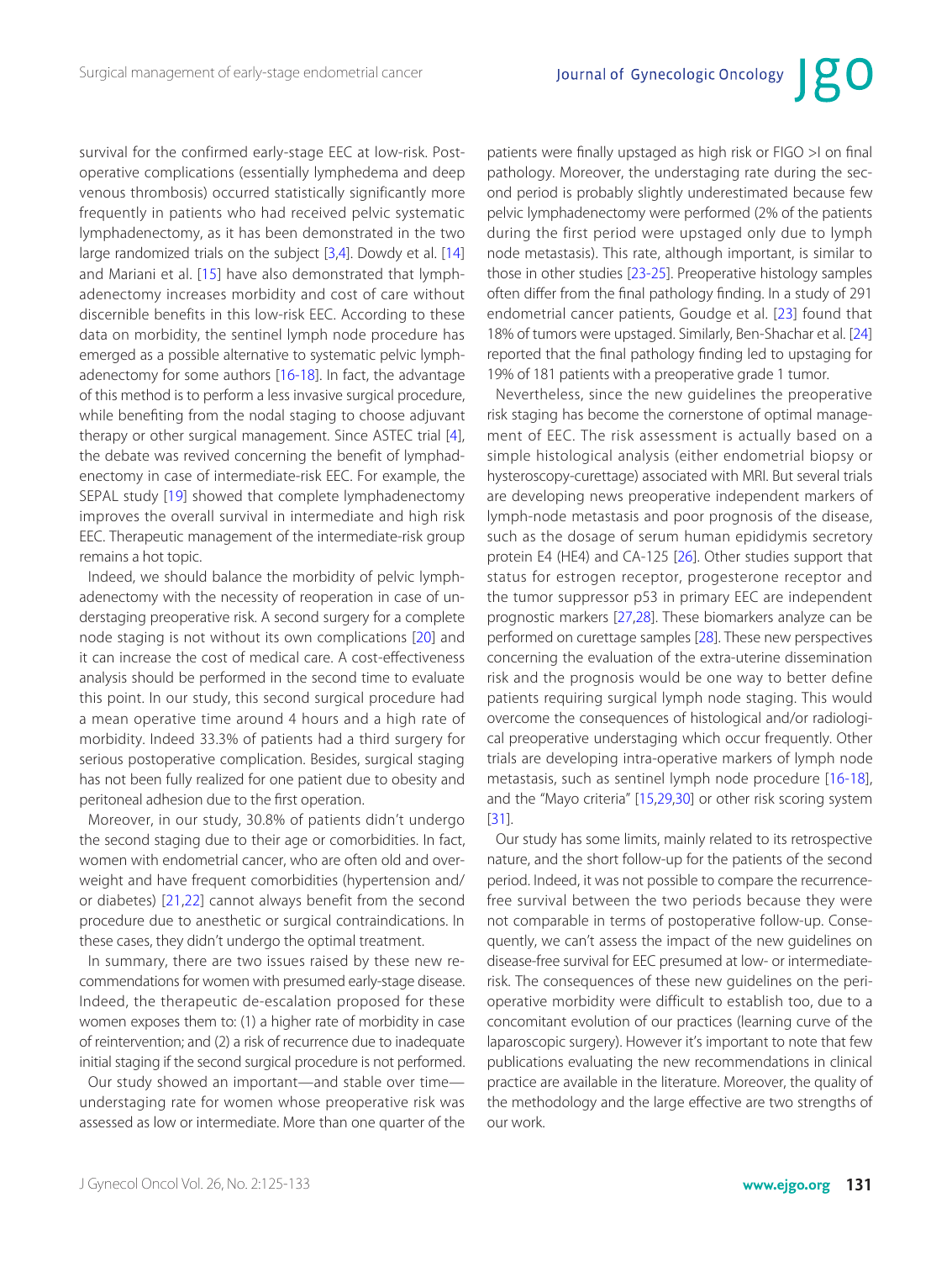survival for the confirmed early-stage EEC at low-risk. Postoperative complications (essentially lymphedema and deep venous thrombosis) occurred statistically significantly more frequently in patients who had received pelvic systematic lymphadenectomy, as it has been demonstrated in the two large randomized trials on the subject [3,4]. Dowdy et al. [14] and Mariani et al. [15] have also demonstrated that lymphadenectomy increases morbidity and cost of care without discernible benefits in this low-risk EEC. According to these data on morbidity, the sentinel lymph node procedure has emerged as a possible alternative to systematic pelvic lymphadenectomy for some authors [16-18]. In fact, the advantage of this method is to perform a less invasive surgical procedure, while benefiting from the nodal staging to choose adjuvant therapy or other surgical management. Since ASTEC trial [4], the debate was revived concerning the benefit of lymphadenectomy in case of intermediate-risk EEC. For example, the SEPAL study [19] showed that complete lymphadenectomy improves the overall survival in intermediate and high risk EEC. Therapeutic management of the intermediate-risk group remains a hot topic.

Indeed, we should balance the morbidity of pelvic lymphadenectomy with the necessity of reoperation in case of understaging preoperative risk. A second surgery for a complete node staging is not without its own complications [20] and it can increase the cost of medical care. A cost-effectiveness analysis should be performed in the second time to evaluate this point. In our study, this second surgical procedure had a mean operative time around 4 hours and a high rate of morbidity. Indeed 33.3% of patients had a third surgery for serious postoperative complication. Besides, surgical staging has not been fully realized for one patient due to obesity and peritoneal adhesion due to the first operation.

Moreover, in our study, 30.8% of patients didn't undergo the second staging due to their age or comorbidities. In fact, women with endometrial cancer, who are often old and overweight and have frequent comorbidities (hypertension and/or diabetes) [21,22] cannot always benefit from the second procedure due to anesthetic or surgical contraindications. In these cases, they didn't undergo the optimal treatment.

In summary, there are two issues raised by these new recommendations for women with presumed early-stage disease. Indeed, the therapeutic de-escalation proposed for these women exposes them to: (1) a higher rate of morbidity in case of reintervention; and (2) a risk of recurrence due to inadequate initial staging if the second surgical procedure is not performed.

Our study showed an important—and stable over time—understaging rate for women whose preoperative risk was assessed as low or intermediate. More than one quarter of the patients were finally upstaged as high risk or FIGO >I on final pathology. Moreover, the understaging rate during the second period is probably slightly underestimated because few pelvic lymphadenectomy were performed (2% of the patients during the first period were upstaged only due to lymph node metastasis). This rate, although important, is similar to those in other studies [23-25]. Preoperative histology samples often differ from the final pathology finding. In a study of 291 endometrial cancer patients, Goudge et al. [23] found that 18% of tumors were upstaged. Similarly, Ben-Shachar et al. [24] reported that the final pathology finding led to upstaging for 19% of 181 patients with a preoperative grade 1 tumor.

Nevertheless, since the new guidelines the preoperative risk staging has become the cornerstone of optimal management of EEC. The risk assessment is actually based on a simple histological analysis (either endometrial biopsy or hysteroscopy-curettage) associated with MRI. But several trials are developing news preoperative independent markers of lymph-node metastasis and poor prognosis of the disease, such as the dosage of serum human epididymis secretory protein E4 (HE4) and CA-125 [26]. Other studies support that status for estrogen receptor, progesterone receptor and the tumor suppressor p53 in primary EEC are independent prognostic markers [27,28]. These biomarkers analyze can be performed on curettage samples [28]. These new perspectives concerning the evaluation of the extra-uterine dissemination risk and the prognosis would be one way to better define patients requiring surgical lymph node staging. This would overcome the consequences of histological and/or radiological preoperative understaging which occur frequently. Other trials are developing intra-operative markers of lymph node metastasis, such as sentinel lymph node procedure [16-18], and the "Mayo criteria" [15,29,30] or other risk scoring system [31].

Our study has some limits, mainly related to its retrospective nature, and the short follow-up for the patients of the second period. Indeed, it was not possible to compare the recurrence-free survival between the two periods because they were not comparable in terms of postoperative follow-up. Consequently, we can't assess the impact of the new guidelines on disease-free survival for EEC presumed at low- or intermediate-risk. The consequences of these new guidelines on the perioperative morbidity were difficult to establish too, due to a concomitant evolution of our practices (learning curve of the laparoscopic surgery). However it's important to note that few publications evaluating the new recommendations in clinical practice are available in the literature. Moreover, the quality of the methodology and the large effective are two strengths of our work.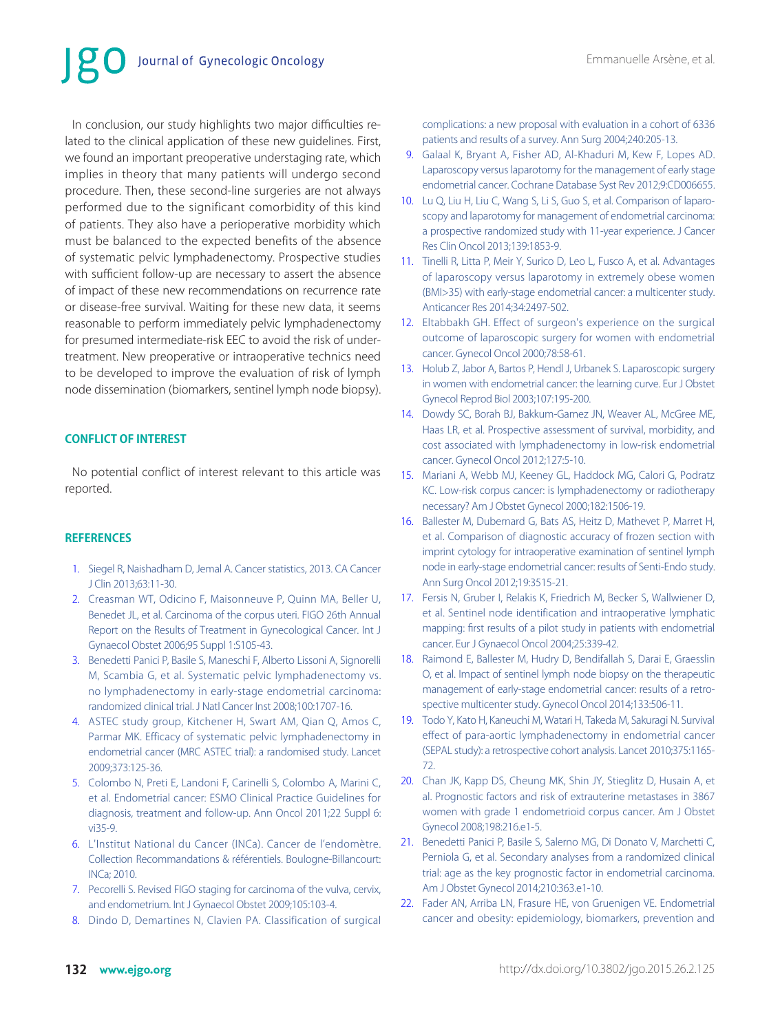In conclusion, our study highlights two major difficulties related to the clinical application of these new guidelines. First, we found an important preoperative understaging rate, which implies in theory that many patients will undergo second procedure. Then, these second-line surgeries are not always performed due to the significant comorbidity of this kind of patients. They also have a perioperative morbidity which must be balanced to the expected benefits of the absence of systematic pelvic lymphadenectomy. Prospective studies with sufficient follow-up are necessary to assert the absence of impact of these new recommendations on recurrence rate or disease-free survival. Waiting for these new data, it seems reasonable to perform immediately pelvic lymphadenectomy for presumed intermediate-risk EEC to avoid the risk of undertreatment. New preoperative or intraoperative technics need to be developed to improve the evaluation of risk of lymph node dissemination (biomarkers, sentinel lymph node biopsy).

## CONFLICT OF INTEREST

No potential conflict of interest relevant to this article was reported.

## REFERENCES

1. Siegel R, Naishadham D, Jemal A. Cancer statistics, 2013. CA Cancer J Clin 2013;63:11-30.
2. Creasman WT, Odicino F, Maisonneuve P, Quinn MA, Beller U, Benedet JL, et al. Carcinoma of the corpus uteri. FIGO 26th Annual Report on the Results of Treatment in Gynecological Cancer. Int J Gynaecol Obstet 2006;95 Suppl 1:S105-43.
3. Benedetti Panici P, Basile S, Maneschi F, Alberto Lissoni A, Signorelli M, Scambia G, et al. Systematic pelvic lymphadenectomy vs. no lymphadenectomy in early-stage endometrial carcinoma: randomized clinical trial. J Natl Cancer Inst 2008;100:1707-16.
4. ASTEC study group, Kitchener H, Swart AM, Qian Q, Amos C, Parmar MK. Efficacy of systematic pelvic lymphadenectomy in endometrial cancer (MRC ASTEC trial): a randomised study. Lancet 2009;373:125-36.
5. Colombo N, Preti E, Landoni F, Carinelli S, Colombo A, Marini C, et al. Endometrial cancer: ESMO Clinical Practice Guidelines for diagnosis, treatment and follow-up. Ann Oncol 2011;22 Suppl 6: vi35-9.
6. L'Institut National du Cancer (INCa). Cancer de l'endomètre. Collection Recommandations & référentiels. Boulogne-Billancourt: INCa; 2010.
7. Pecorelli S. Revised FIGO staging for carcinoma of the vulva, cervix, and endometrium. Int J Gynaecol Obstet 2009;105:103-4.
8. Dindo D, Demartines N, Clavien PA. Classification of surgical complications: a new proposal with evaluation in a cohort of 6336 patients and results of a survey. Ann Surg 2004;240:205-13.
9. Galaal K, Bryant A, Fisher AD, Al-Khaduri M, Kew F, Lopes AD. Laparoscopy versus laparotomy for the management of early stage endometrial cancer. Cochrane Database Syst Rev 2012;9:CD006655.
10. Lu Q, Liu H, Liu C, Wang S, Li S, Guo S, et al. Comparison of laparoscopy and laparotomy for management of endometrial carcinoma: a prospective randomized study with 11-year experience. J Cancer Res Clin Oncol 2013;139:1853-9.
11. Tinelli R, Litta P, Meir Y, Surico D, Leo L, Fusco A, et al. Advantages of laparoscopy versus laparotomy in extremely obese women (BMI>35) with early-stage endometrial cancer: a multicenter study. Anticancer Res 2014;34:2497-502.
12. Eltabbakh GH. Effect of surgeon's experience on the surgical outcome of laparoscopic surgery for women with endometrial cancer. Gynecol Oncol 2000;78:58-61.
13. Holub Z, Jabor A, Bartos P, Hendl J, Urbanek S. Laparoscopic surgery in women with endometrial cancer: the learning curve. Eur J Obstet Gynecol Reprod Biol 2003;107:195-200.
14. Dowdy SC, Borah BJ, Bakkum-Gamez JN, Weaver AL, McGree ME, Haas LR, et al. Prospective assessment of survival, morbidity, and cost associated with lymphadenectomy in low-risk endometrial cancer. Gynecol Oncol 2012;127:5-10.
15. Mariani A, Webb MJ, Keeney GL, Haddock MG, Calori G, Podratz KC. Low-risk corpus cancer: is lymphadenectomy or radiotherapy necessary? Am J Obstet Gynecol 2000;182:1506-19.
16. Ballester M, Dubernard G, Bats AS, Heitz D, Mathevet P, Marret H, et al. Comparison of diagnostic accuracy of frozen section with imprint cytology for intraoperative examination of sentinel lymph node in early-stage endometrial cancer: results of Senti-Endo study. Ann Surg Oncol 2012;19:3515-21.
17. Fersis N, Gruber I, Relakis K, Friedrich M, Becker S, Wallwiener D, et al. Sentinel node identification and intraoperative lymphatic mapping: first results of a pilot study in patients with endometrial cancer. Eur J Gynaecol Oncol 2004;25:339-42.
18. Raimond E, Ballester M, Hudry D, Bendifallah S, Darai E, Graesslin O, et al. Impact of sentinel lymph node biopsy on the therapeutic management of early-stage endometrial cancer: results of a retrospective multicenter study. Gynecol Oncol 2014;133:506-11.
19. Todo Y, Kato H, Kaneuchi M, Watari H, Takeda M, Sakuragi N. Survival effect of para-aortic lymphadenectomy in endometrial cancer (SEPAL study): a retrospective cohort analysis. Lancet 2010;375:1165-72.
20. Chan JK, Kapp DS, Cheung MK, Shin JY, Stieglitz D, Husain A, et al. Prognostic factors and risk of extrauterine metastases in 3867 women with grade 1 endometrioid corpus cancer. Am J Obstet Gynecol 2008;198:216.e1-5.
21. Benedetti Panici P, Basile S, Salerno MG, Di Donato V, Marchetti C, Perniola G, et al. Secondary analyses from a randomized clinical trial: age as the key prognostic factor in endometrial carcinoma. Am J Obstet Gynecol 2014;210:363.e1-10.
22. Fader AN, Arriba LN, Frasure HE, von Gruenigen VE. Endometrial cancer and obesity: epidemiology, biomarkers, prevention and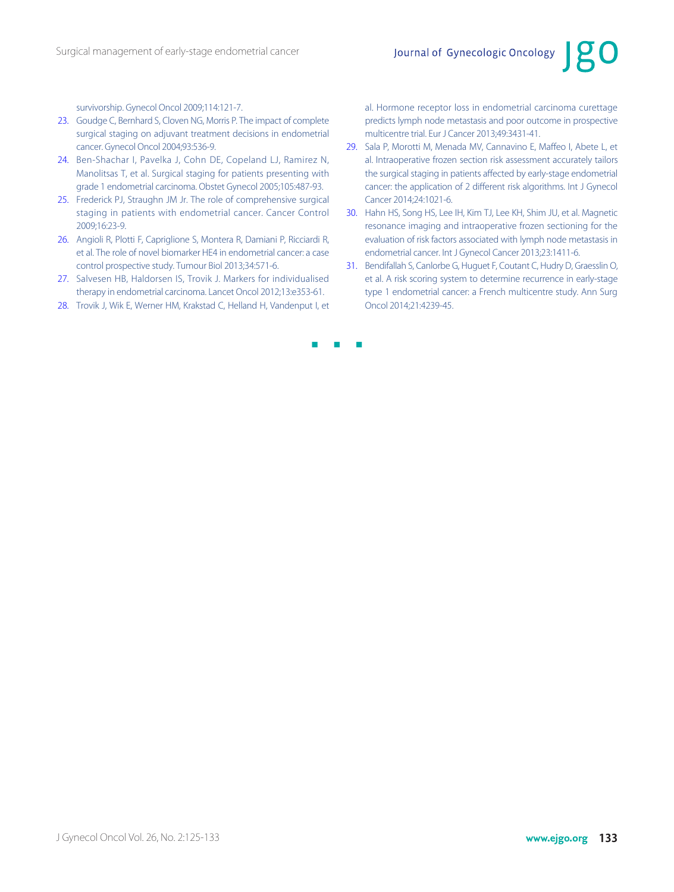survivorship. Gynecol Oncol 2009;114:121-7.

23. Goudge C, Bernhard S, Cloven NG, Morris P. The impact of complete surgical staging on adjuvant treatment decisions in endometrial cancer. Gynecol Oncol 2004;93:536-9.
24. Ben-Shachar I, Pavelka J, Cohn DE, Copeland LJ, Ramirez N, Manolitsas T, et al. Surgical staging for patients presenting with grade 1 endometrial carcinoma. Obstet Gynecol 2005;105:487-93.
25. Frederick PJ, Straughn JM Jr. The role of comprehensive surgical staging in patients with endometrial cancer. Cancer Control 2009;16:23-9.
26. Angioli R, Plotti F, Capriglione S, Montera R, Damiani P, Ricciardi R, et al. The role of novel biomarker HE4 in endometrial cancer: a case control prospective study. Tumour Biol 2013;34:571-6.
27. Salvesen HB, Haldorsen IS, Trovik J. Markers for individualised therapy in endometrial carcinoma. Lancet Oncol 2012;13:e353-61.
28. Trovik J, Wik E, Werner HM, Krakstad C, Helland H, Vandenput I, et al. Hormone receptor loss in endometrial carcinoma curettage predicts lymph node metastasis and poor outcome in prospective multicentre trial. Eur J Cancer 2013;49:3431-41.
29. Sala P, Morotti M, Menada MV, Cannavino E, Maffeo I, Abete L, et al. Intraoperative frozen section risk assessment accurately tailors the surgical staging in patients affected by early-stage endometrial cancer: the application of 2 different risk algorithms. Int J Gynecol Cancer 2014;24:1021-6.
30. Hahn HS, Song HS, Lee IH, Kim TJ, Lee KH, Shim JU, et al. Magnetic resonance imaging and intraoperative frozen sectioning for the evaluation of risk factors associated with lymph node metastasis in endometrial cancer. Int J Gynecol Cancer 2013;23:1411-6.
31. Bendifallah S, Canlorbe G, Huguet F, Coutant C, Hudry D, Graesslin O, et al. A risk scoring system to determine recurrence in early-stage type 1 endometrial cancer: a French multicentre study. Ann Surg Oncol 2014;21:4239-45.